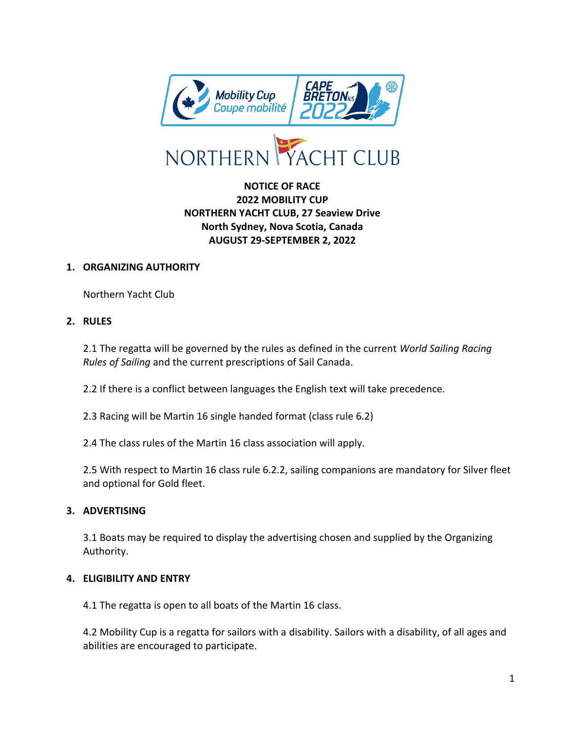**NOTICE OF RACE**
**2022 MOBILITY CUP**
**NORTHERN YACHT CLUB, 27 Seaview Drive**
**North Sydney, Nova Scotia, Canada**
**AUGUST 29-SEPTEMBER 2, 2022**

## 1. ORGANIZING AUTHORITY

Northern Yacht Club

## 2. RULES

2.1 The regatta will be governed by the rules as defined in the current *World Sailing Racing Rules of Sailing* and the current prescriptions of Sail Canada.

2.2 If there is a conflict between languages the English text will take precedence.

2.3 Racing will be Martin 16 single handed format (class rule 6.2)

2.4 The class rules of the Martin 16 class association will apply.

2.5 With respect to Martin 16 class rule 6.2.2, sailing companions are mandatory for Silver fleet and optional for Gold fleet.

## 3. ADVERTISING

3.1 Boats may be required to display the advertising chosen and supplied by the Organizing Authority.

## 4. ELIGIBILITY AND ENTRY

4.1 The regatta is open to all boats of the Martin 16 class.

4.2 Mobility Cup is a regatta for sailors with a disability. Sailors with a disability, of all ages and abilities are encouraged to participate.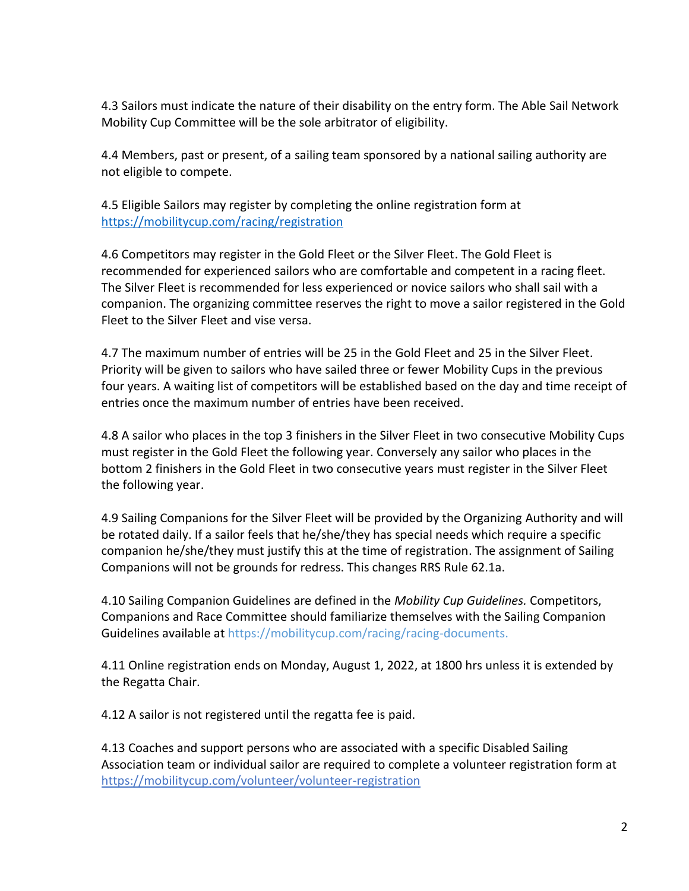4.3 Sailors must indicate the nature of their disability on the entry form. The Able Sail Network Mobility Cup Committee will be the sole arbitrator of eligibility.

4.4 Members, past or present, of a sailing team sponsored by a national sailing authority are not eligible to compete.

4.5 Eligible Sailors may register by completing the online registration form at https://mobilitycup.com/racing/registration

4.6 Competitors may register in the Gold Fleet or the Silver Fleet. The Gold Fleet is recommended for experienced sailors who are comfortable and competent in a racing fleet. The Silver Fleet is recommended for less experienced or novice sailors who shall sail with a companion. The organizing committee reserves the right to move a sailor registered in the Gold Fleet to the Silver Fleet and vise versa.

4.7 The maximum number of entries will be 25 in the Gold Fleet and 25 in the Silver Fleet. Priority will be given to sailors who have sailed three or fewer Mobility Cups in the previous four years. A waiting list of competitors will be established based on the day and time receipt of entries once the maximum number of entries have been received.

4.8 A sailor who places in the top 3 finishers in the Silver Fleet in two consecutive Mobility Cups must register in the Gold Fleet the following year. Conversely any sailor who places in the bottom 2 finishers in the Gold Fleet in two consecutive years must register in the Silver Fleet the following year.

4.9 Sailing Companions for the Silver Fleet will be provided by the Organizing Authority and will be rotated daily. If a sailor feels that he/she/they has special needs which require a specific companion he/she/they must justify this at the time of registration. The assignment of Sailing Companions will not be grounds for redress. This changes RRS Rule 62.1a.

4.10 Sailing Companion Guidelines are defined in the *Mobility Cup Guidelines.* Competitors, Companions and Race Committee should familiarize themselves with the Sailing Companion Guidelines available at https://mobilitycup.com/racing/racing-documents.

4.11 Online registration ends on Monday, August 1, 2022, at 1800 hrs unless it is extended by the Regatta Chair.

4.12 A sailor is not registered until the regatta fee is paid.

4.13 Coaches and support persons who are associated with a specific Disabled Sailing Association team or individual sailor are required to complete a volunteer registration form at https://mobilitycup.com/volunteer/volunteer-registration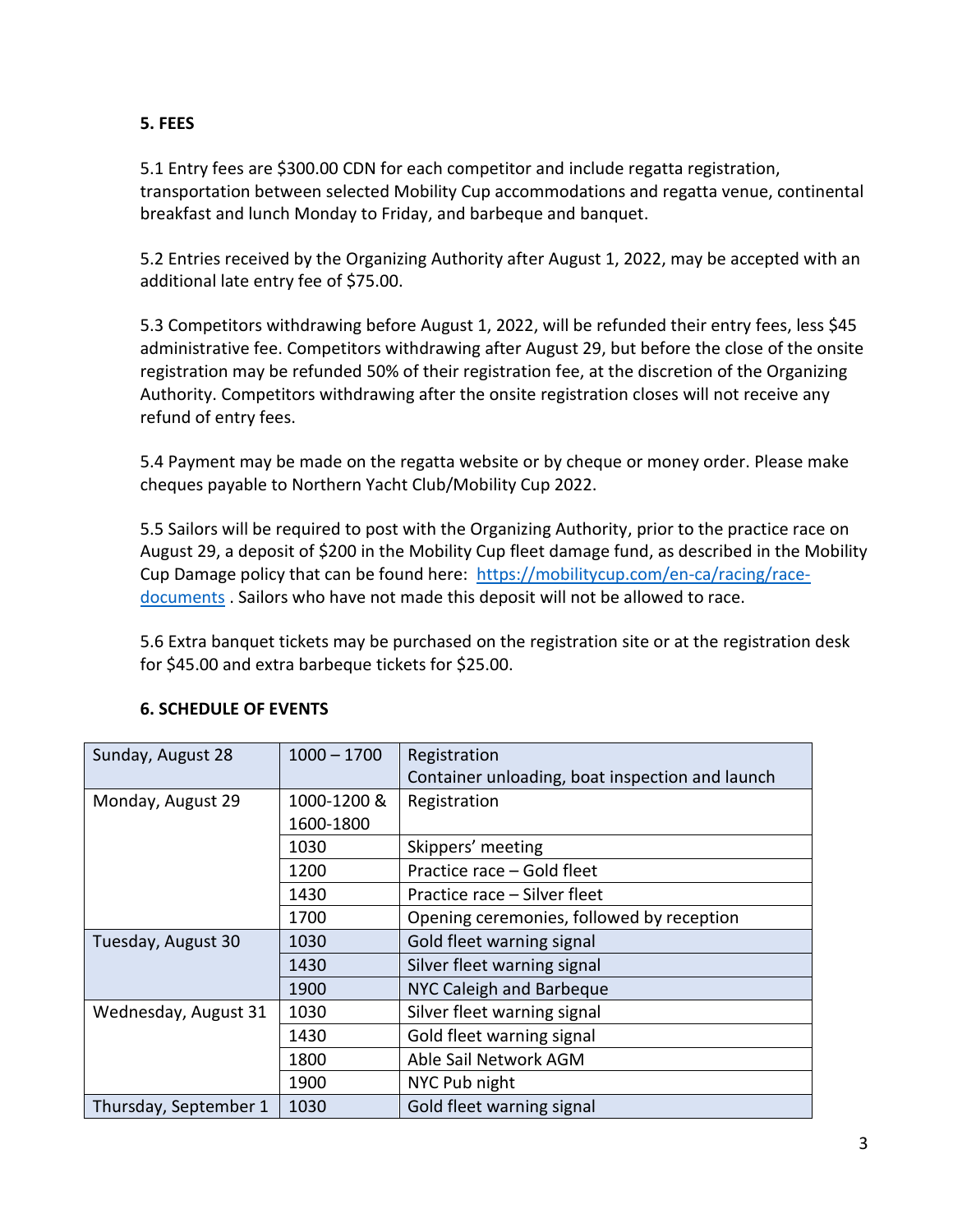## 5. FEES

5.1 Entry fees are $300.00 CDN for each competitor and include regatta registration, transportation between selected Mobility Cup accommodations and regatta venue, continental breakfast and lunch Monday to Friday, and barbeque and banquet.

5.2 Entries received by the Organizing Authority after August 1, 2022, may be accepted with an additional late entry fee of $75.00.

5.3 Competitors withdrawing before August 1, 2022, will be refunded their entry fees, less $45 administrative fee. Competitors withdrawing after August 29, but before the close of the onsite registration may be refunded 50% of their registration fee, at the discretion of the Organizing Authority. Competitors withdrawing after the onsite registration closes will not receive any refund of entry fees.

5.4 Payment may be made on the regatta website or by cheque or money order. Please make cheques payable to Northern Yacht Club/Mobility Cup 2022.

5.5 Sailors will be required to post with the Organizing Authority, prior to the practice race on August 29, a deposit of $200 in the Mobility Cup fleet damage fund, as described in the Mobility Cup Damage policy that can be found here: [https://mobilitycup.com/en-ca/racing/race-documents](https://mobilitycup.com/en-ca/racing/race-documents) . Sailors who have not made this deposit will not be allowed to race.

5.6 Extra banquet tickets may be purchased on the registration site or at the registration desk for $45.00 and extra barbeque tickets for $25.00.

## 6. SCHEDULE OF EVENTS

| | | |
|---|---|---|
| Sunday, August 28 | 1000 – 1700 | Registration<br>Container unloading, boat inspection and launch |
| Monday, August 29 | 1000-1200 &<br>1600-1800 | Registration |
| | 1030 | Skippers' meeting |
| | 1200 | Practice race – Gold fleet |
| | 1430 | Practice race – Silver fleet |
| | 1700 | Opening ceremonies, followed by reception |
| Tuesday, August 30 | 1030 | Gold fleet warning signal |
| | 1430 | Silver fleet warning signal |
| | 1900 | NYC Caleigh and Barbeque |
| Wednesday, August 31 | 1030 | Silver fleet warning signal |
| | 1430 | Gold fleet warning signal |
| | 1800 | Able Sail Network AGM |
| | 1900 | NYC Pub night |
| Thursday, September 1 | 1030 | Gold fleet warning signal |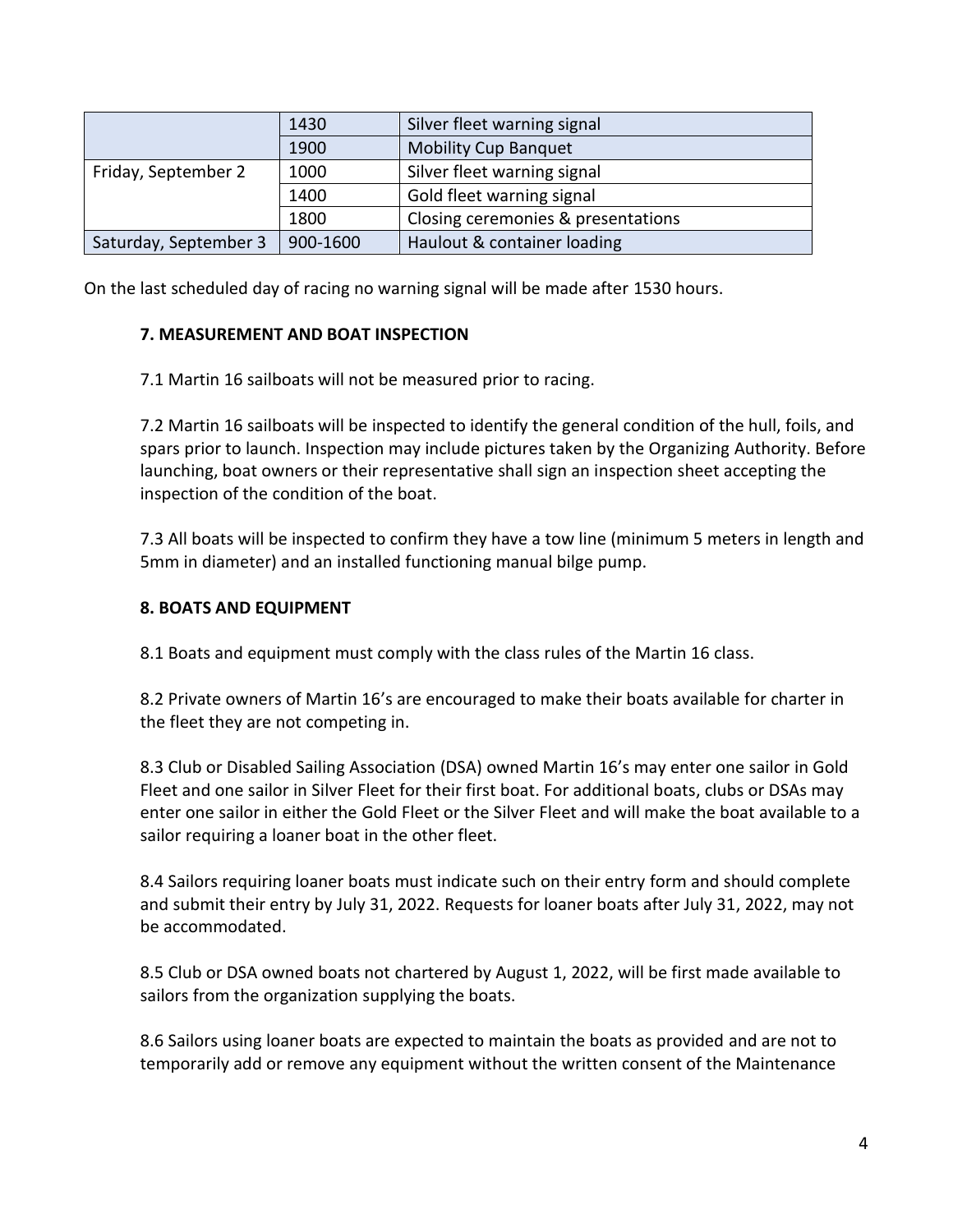| | | |
|---|---|---|
| | 1430 | Silver fleet warning signal |
| | 1900 | Mobility Cup Banquet |
| Friday, September 2 | 1000 | Silver fleet warning signal |
| | 1400 | Gold fleet warning signal |
| | 1800 | Closing ceremonies & presentations |
| Saturday, September 3 | 900-1600 | Haulout & container loading |

On the last scheduled day of racing no warning signal will be made after 1530 hours.

### 7. MEASUREMENT AND BOAT INSPECTION

7.1 Martin 16 sailboats will not be measured prior to racing.

7.2 Martin 16 sailboats will be inspected to identify the general condition of the hull, foils, and spars prior to launch. Inspection may include pictures taken by the Organizing Authority. Before launching, boat owners or their representative shall sign an inspection sheet accepting the inspection of the condition of the boat.

7.3 All boats will be inspected to confirm they have a tow line (minimum 5 meters in length and 5mm in diameter) and an installed functioning manual bilge pump.

### 8. BOATS AND EQUIPMENT

8.1 Boats and equipment must comply with the class rules of the Martin 16 class.

8.2 Private owners of Martin 16's are encouraged to make their boats available for charter in the fleet they are not competing in.

8.3 Club or Disabled Sailing Association (DSA) owned Martin 16's may enter one sailor in Gold Fleet and one sailor in Silver Fleet for their first boat. For additional boats, clubs or DSAs may enter one sailor in either the Gold Fleet or the Silver Fleet and will make the boat available to a sailor requiring a loaner boat in the other fleet.

8.4 Sailors requiring loaner boats must indicate such on their entry form and should complete and submit their entry by July 31, 2022. Requests for loaner boats after July 31, 2022, may not be accommodated.

8.5 Club or DSA owned boats not chartered by August 1, 2022, will be first made available to sailors from the organization supplying the boats.

8.6 Sailors using loaner boats are expected to maintain the boats as provided and are not to temporarily add or remove any equipment without the written consent of the Maintenance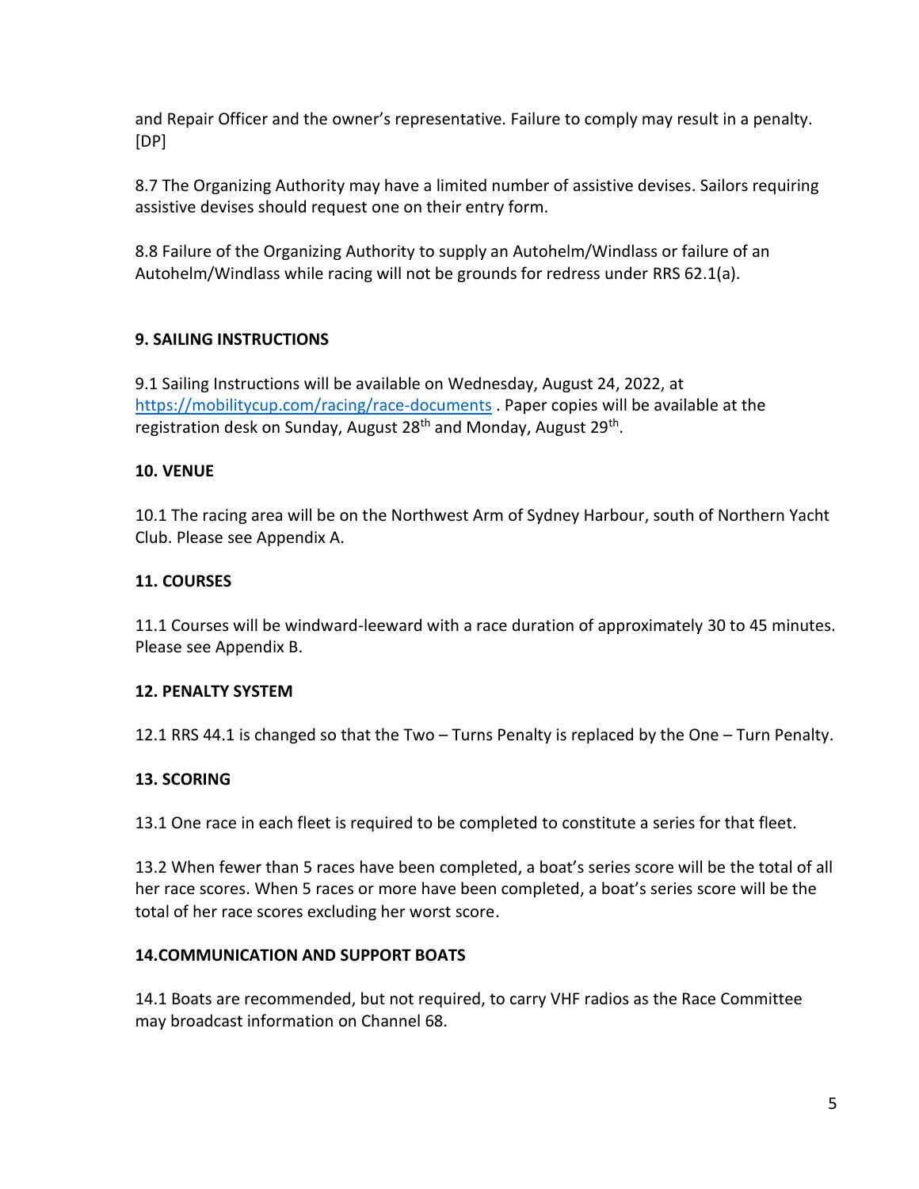and Repair Officer and the owner's representative. Failure to comply may result in a penalty. [DP]

8.7 The Organizing Authority may have a limited number of assistive devises. Sailors requiring assistive devises should request one on their entry form.

8.8 Failure of the Organizing Authority to supply an Autohelm/Windlass or failure of an Autohelm/Windlass while racing will not be grounds for redress under RRS 62.1(a).

**9. SAILING INSTRUCTIONS**

9.1 Sailing Instructions will be available on Wednesday, August 24, 2022, at https://mobilitycup.com/racing/race-documents . Paper copies will be available at the registration desk on Sunday, August 28th and Monday, August 29th.

**10. VENUE**

10.1 The racing area will be on the Northwest Arm of Sydney Harbour, south of Northern Yacht Club. Please see Appendix A.

**11. COURSES**

11.1 Courses will be windward-leeward with a race duration of approximately 30 to 45 minutes. Please see Appendix B.

**12. PENALTY SYSTEM**

12.1 RRS 44.1 is changed so that the Two – Turns Penalty is replaced by the One – Turn Penalty.

**13. SCORING**

13.1 One race in each fleet is required to be completed to constitute a series for that fleet.

13.2 When fewer than 5 races have been completed, a boat's series score will be the total of all her race scores. When 5 races or more have been completed, a boat's series score will be the total of her race scores excluding her worst score.

**14.COMMUNICATION AND SUPPORT BOATS**

14.1 Boats are recommended, but not required, to carry VHF radios as the Race Committee may broadcast information on Channel 68.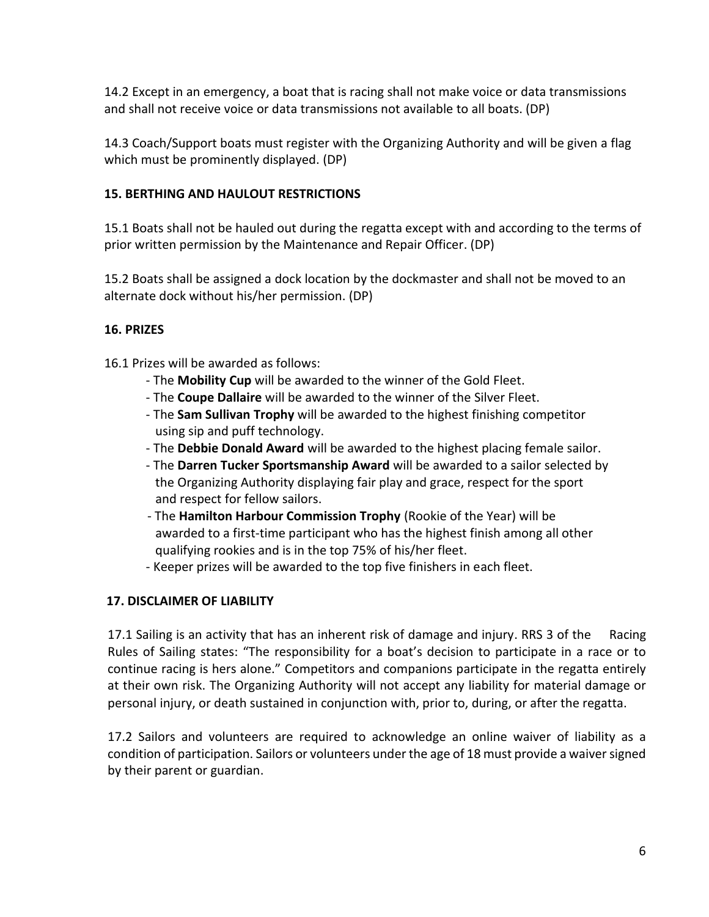14.2 Except in an emergency, a boat that is racing shall not make voice or data transmissions and shall not receive voice or data transmissions not available to all boats. (DP)

14.3 Coach/Support boats must register with the Organizing Authority and will be given a flag which must be prominently displayed. (DP)

### 15. BERTHING AND HAULOUT RESTRICTIONS

15.1 Boats shall not be hauled out during the regatta except with and according to the terms of prior written permission by the Maintenance and Repair Officer. (DP)

15.2 Boats shall be assigned a dock location by the dockmaster and shall not be moved to an alternate dock without his/her permission. (DP)

### 16. PRIZES

16.1 Prizes will be awarded as follows:

- The **Mobility Cup** will be awarded to the winner of the Gold Fleet.
- The **Coupe Dallaire** will be awarded to the winner of the Silver Fleet.
- The **Sam Sullivan Trophy** will be awarded to the highest finishing competitor using sip and puff technology.
- The **Debbie Donald Award** will be awarded to the highest placing female sailor.
- The **Darren Tucker Sportsmanship Award** will be awarded to a sailor selected by the Organizing Authority displaying fair play and grace, respect for the sport and respect for fellow sailors.
- The **Hamilton Harbour Commission Trophy** (Rookie of the Year) will be awarded to a first-time participant who has the highest finish among all other qualifying rookies and is in the top 75% of his/her fleet.
- Keeper prizes will be awarded to the top five finishers in each fleet.

### 17. DISCLAIMER OF LIABILITY

17.1 Sailing is an activity that has an inherent risk of damage and injury. RRS 3 of the Racing Rules of Sailing states: "The responsibility for a boat's decision to participate in a race or to continue racing is hers alone." Competitors and companions participate in the regatta entirely at their own risk. The Organizing Authority will not accept any liability for material damage or personal injury, or death sustained in conjunction with, prior to, during, or after the regatta.

17.2 Sailors and volunteers are required to acknowledge an online waiver of liability as a condition of participation. Sailors or volunteers under the age of 18 must provide a waiver signed by their parent or guardian.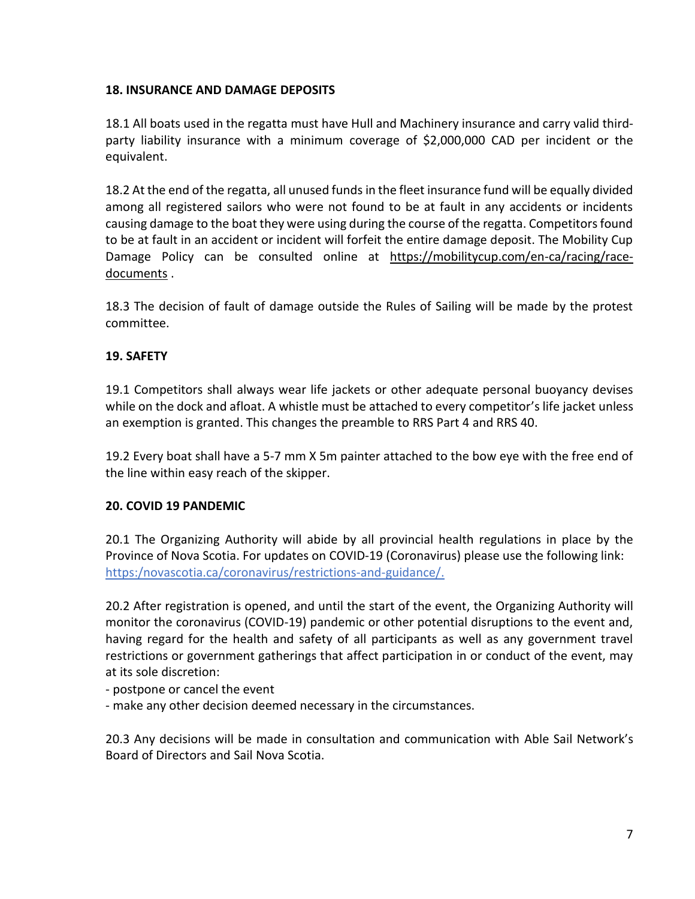## 18. INSURANCE AND DAMAGE DEPOSITS

18.1 All boats used in the regatta must have Hull and Machinery insurance and carry valid third-party liability insurance with a minimum coverage of $2,000,000 CAD per incident or the equivalent.

18.2 At the end of the regatta, all unused funds in the fleet insurance fund will be equally divided among all registered sailors who were not found to be at fault in any accidents or incidents causing damage to the boat they were using during the course of the regatta. Competitors found to be at fault in an accident or incident will forfeit the entire damage deposit. The Mobility Cup Damage Policy can be consulted online at https://mobilitycup.com/en-ca/racing/race-documents .

18.3 The decision of fault of damage outside the Rules of Sailing will be made by the protest committee.

## 19. SAFETY

19.1 Competitors shall always wear life jackets or other adequate personal buoyancy devises while on the dock and afloat. A whistle must be attached to every competitor's life jacket unless an exemption is granted. This changes the preamble to RRS Part 4 and RRS 40.

19.2 Every boat shall have a 5-7 mm X 5m painter attached to the bow eye with the free end of the line within easy reach of the skipper.

## 20. COVID 19 PANDEMIC

20.1 The Organizing Authority will abide by all provincial health regulations in place by the Province of Nova Scotia. For updates on COVID-19 (Coronavirus) please use the following link: https:/novascotia.ca/coronavirus/restrictions-and-guidance/.

20.2 After registration is opened, and until the start of the event, the Organizing Authority will monitor the coronavirus (COVID-19) pandemic or other potential disruptions to the event and, having regard for the health and safety of all participants as well as any government travel restrictions or government gatherings that affect participation in or conduct of the event, may at its sole discretion:

- postpone or cancel the event
- make any other decision deemed necessary in the circumstances.

20.3 Any decisions will be made in consultation and communication with Able Sail Network's Board of Directors and Sail Nova Scotia.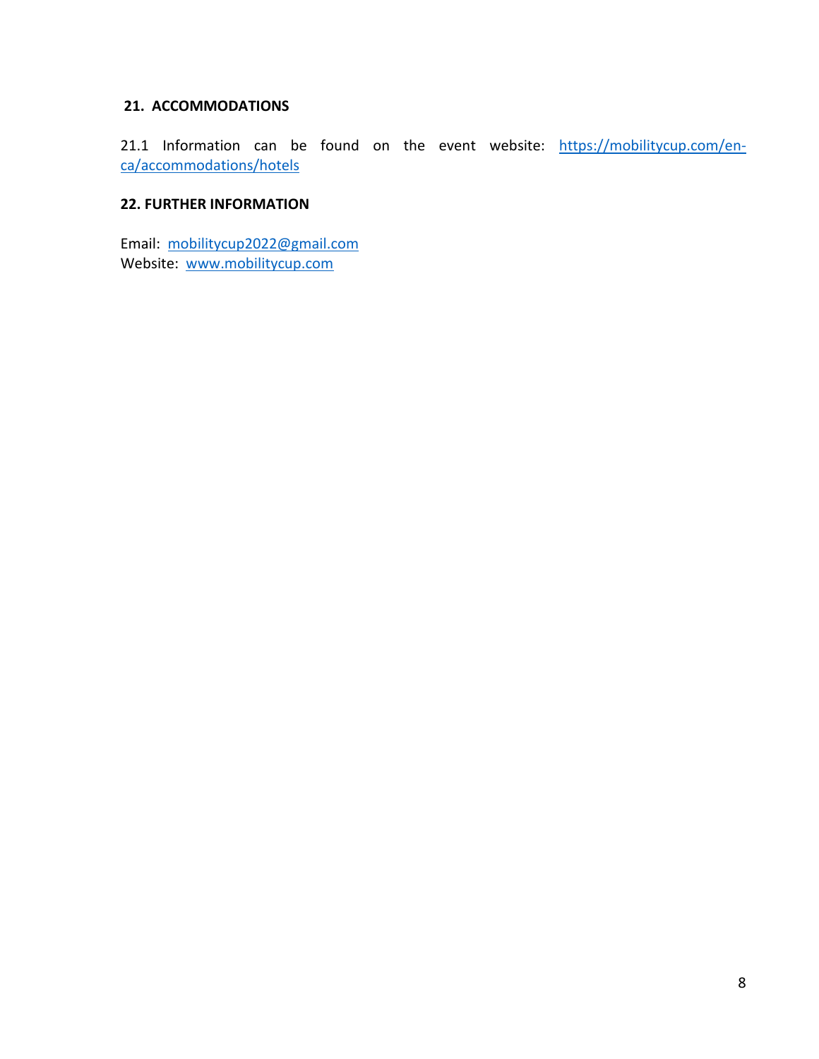## 21. ACCOMMODATIONS

21.1 Information can be found on the event website: https://mobilitycup.com/en-ca/accommodations/hotels

## 22. FURTHER INFORMATION

Email: mobilitycup2022@gmail.com
Website: www.mobilitycup.com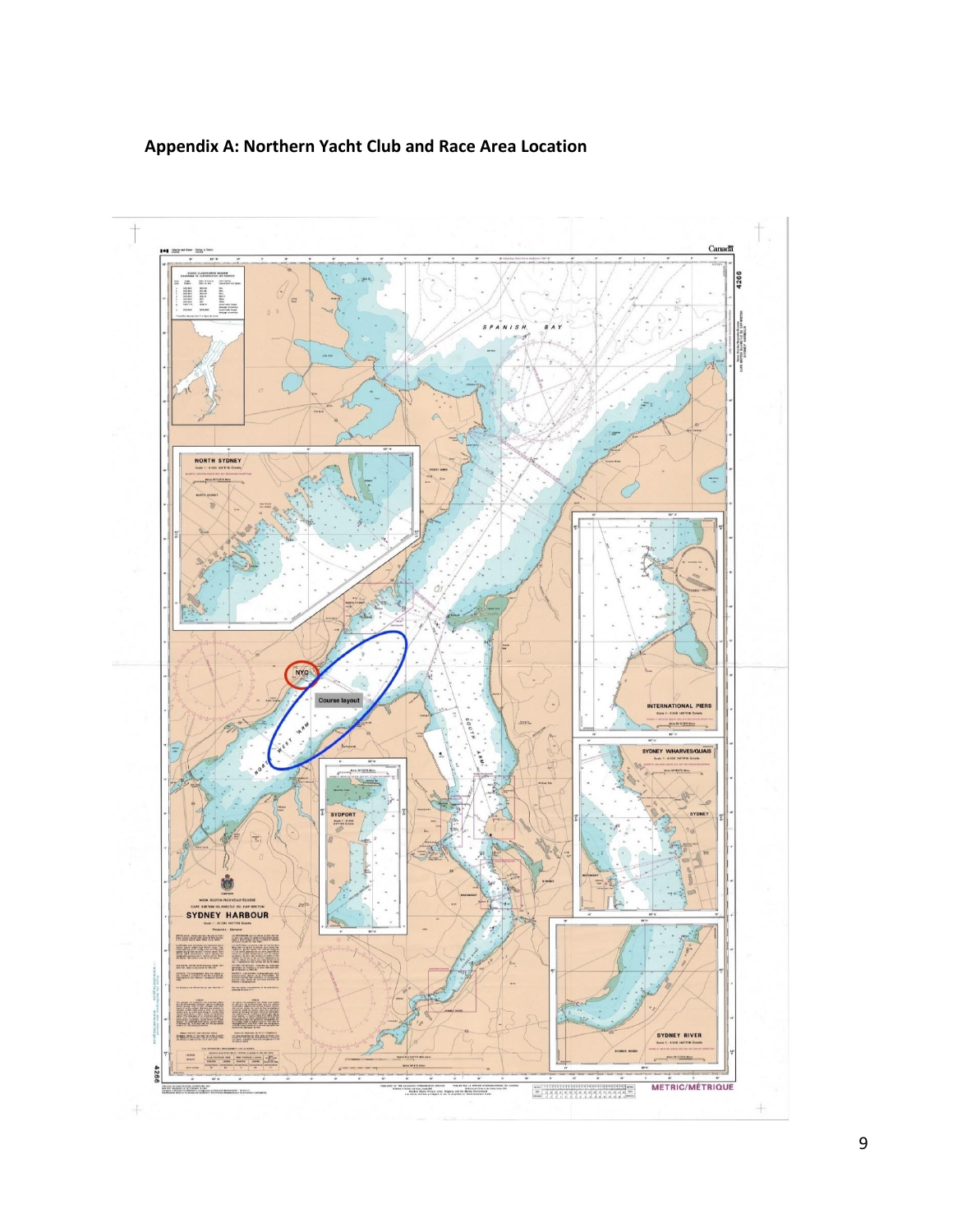## Appendix A: Northern Yacht Club and Race Area Location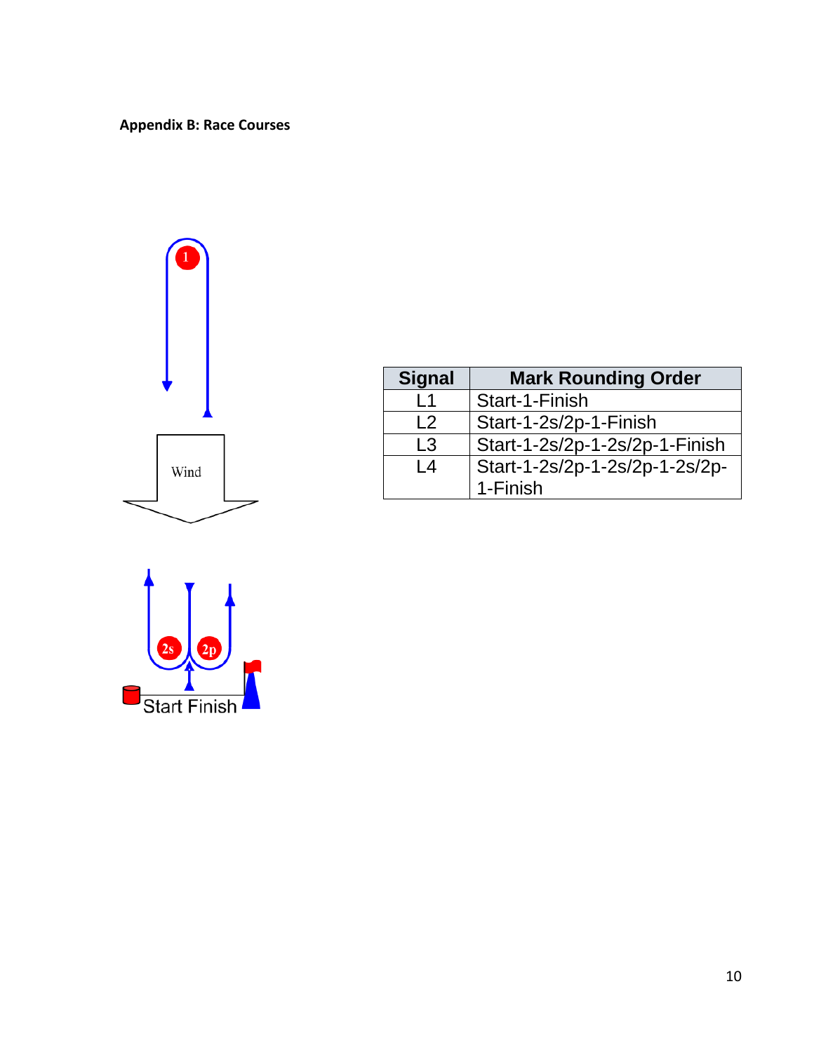**Appendix B: Race Courses**

1

Wind

2s

2p

Start Finish

| Signal | Mark Rounding Order |
|---|---|
| L1 | Start-1-Finish |
| L2 | Start-1-2s/2p-1-Finish |
| L3 | Start-1-2s/2p-1-2s/2p-1-Finish |
| L4 | Start-1-2s/2p-1-2s/2p-1-2s/2p-1-Finish |